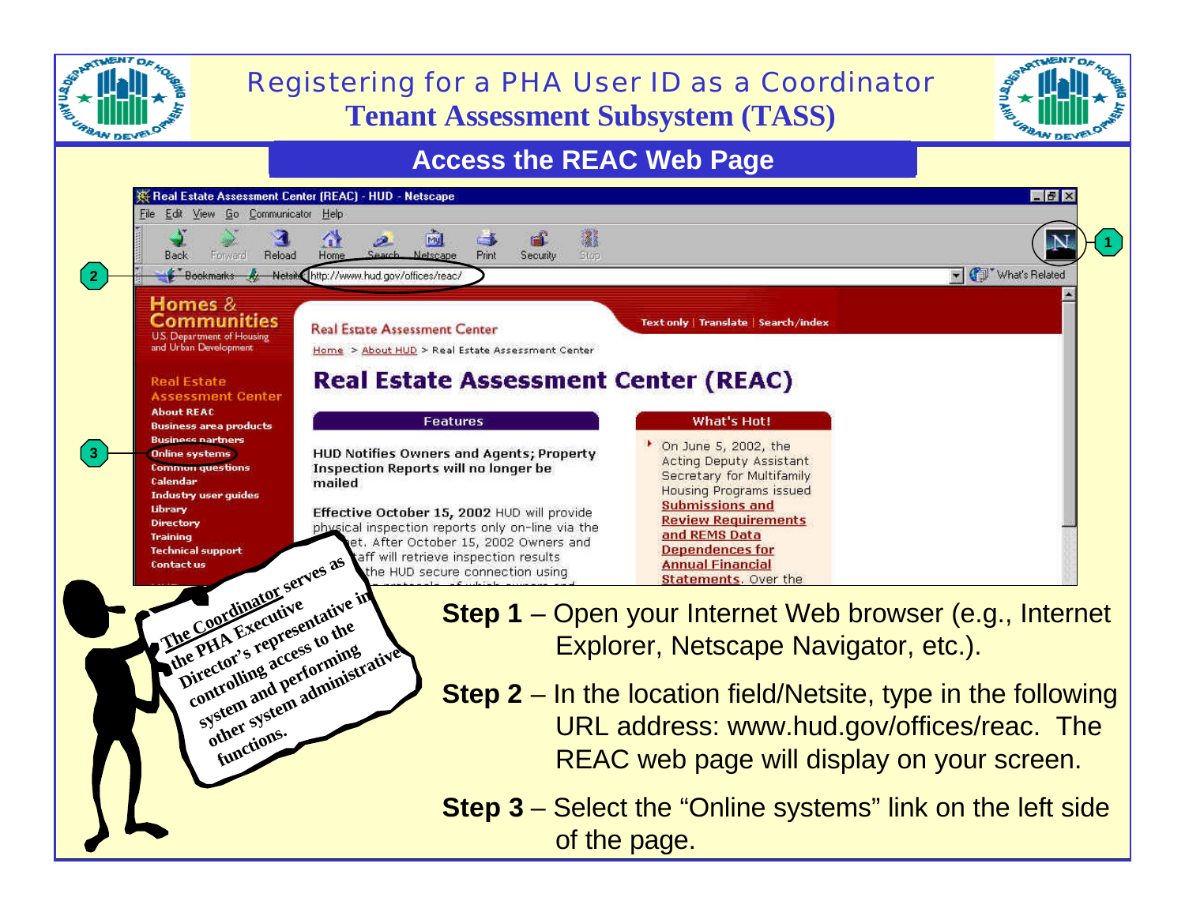# Registering for a PHA User ID as a Coordinator

## Tenant Assessment Subsystem (TASS)

### Access the REAC Web Page

The Coordinator serves as the PHA Executive Director's representative in controlling access to the system and performing other system administrative functions.

**Step 1** – Open your Internet Web browser (e.g., Internet Explorer, Netscape Navigator, etc.).

**Step 2** – In the location field/Netsite, type in the following URL address: www.hud.gov/offices/reac. The REAC web page will display on your screen.

**Step 3** – Select the "Online systems" link on the left side of the page.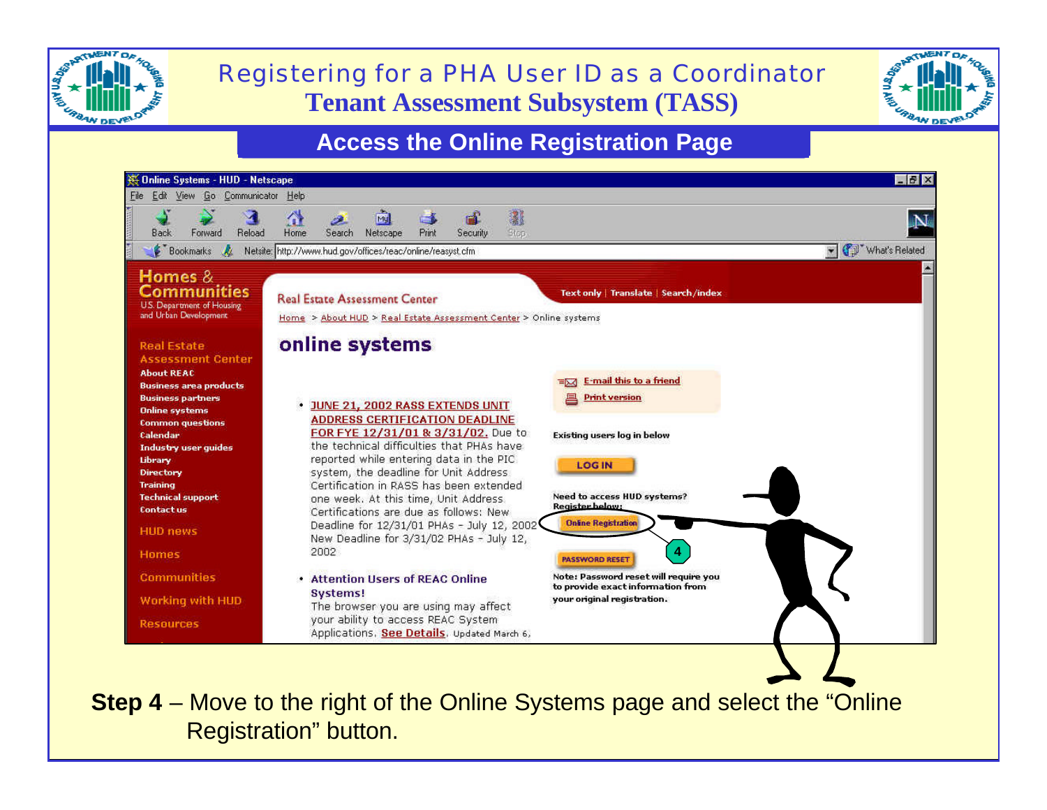# Registering for a PHA User ID as a Coordinator
## Tenant Assessment Subsystem (TASS)

### Access the Online Registration Page

Online Systems - HUD - Netscape

File Edit View Go Communicator Help

Back Forward Reload Home Search Netscape Print Security Stop

Bookmarks Netsite: http://www.hud.gov/offices/reac/online/reasyst.cfm What's Related

**Homes & Communities**
U.S. Department of Housing and Urban Development

Real Estate Assessment Center

Text only | Translate | Search/index

Home > About HUD > Real Estate Assessment Center > Online systems

**Real Estate Assessment Center**
- About REAC
- Business area products
- Business partners
- Online systems
- Common questions
- Calendar
- Industry user guides
- Library
- Directory
- Training
- Technical support
- Contact us

HUD news

Homes

Communities

Working with HUD

Resources

## online systems

- JUNE 21, 2002 RASS EXTENDS UNIT ADDRESS CERTIFICATION DEADLINE FOR FYE 12/31/01 & 3/31/02. Due to the technical difficulties that PHAs have reported while entering data in the PIC system, the deadline for Unit Address Certification in RASS has been extended one week. At this time, Unit Address Certifications are due as follows: New Deadline for 12/31/01 PHAs - July 12, 2002 New Deadline for 3/31/02 PHAs - July 12, 2002
- Attention Users of REAC Online Systems! The browser you are using may affect your ability to access REAC System Applications. See Details. Updated March 6,

E-mail this to a friend

Print version

Existing users log in below

LOG IN

Need to access HUD systems? Register below:

Online Registration

4

PASSWORD RESET

Note: Password reset will require you to provide exact information from your original registration.

**Step 4** – Move to the right of the Online Systems page and select the "Online Registration" button.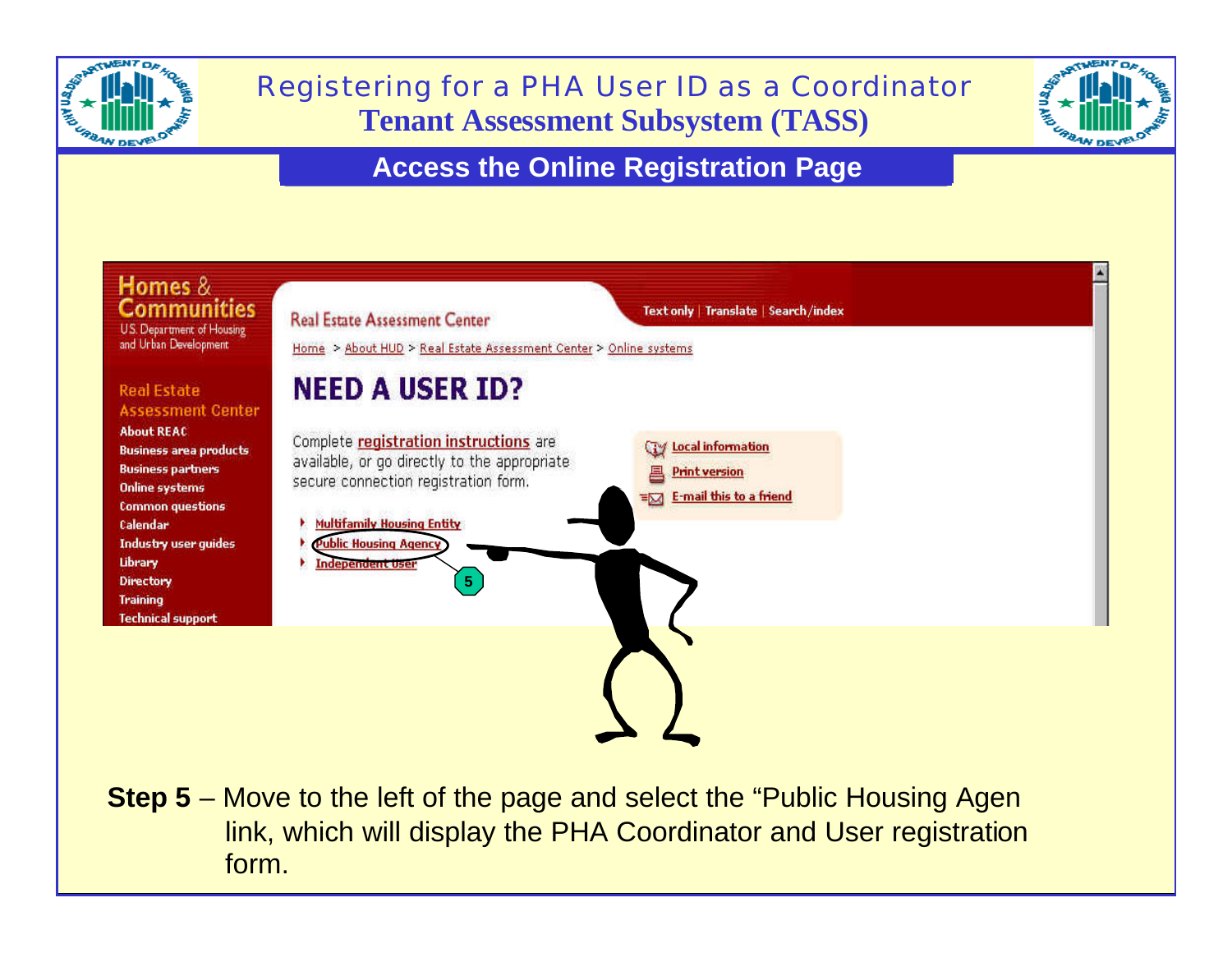# Registering for a PHA User ID as a Coordinator
## Tenant Assessment Subsystem (TASS)

### Access the Online Registration Page

Homes & Communities
U.S. Department of Housing and Urban Development

Real Estate Assessment Center

Text only | Translate | Search/index

Home > About HUD > Real Estate Assessment Center > Online systems

Real Estate Assessment Center
- About REAC
- Business area products
- Business partners
- Online systems
- Common questions
- Calendar
- Industry user guides
- Library
- Directory
- Training
- Technical support

**NEED A USER ID?**

Complete registration instructions are available, or go directly to the appropriate secure connection registration form.

- Multifamily Housing Entity
- Public Housing Agency
- Independent User

Local information
Print version
E-mail this to a friend

5

**Step 5** – Move to the left of the page and select the "Public Housing Agen link, which will display the PHA Coordinator and User registration form.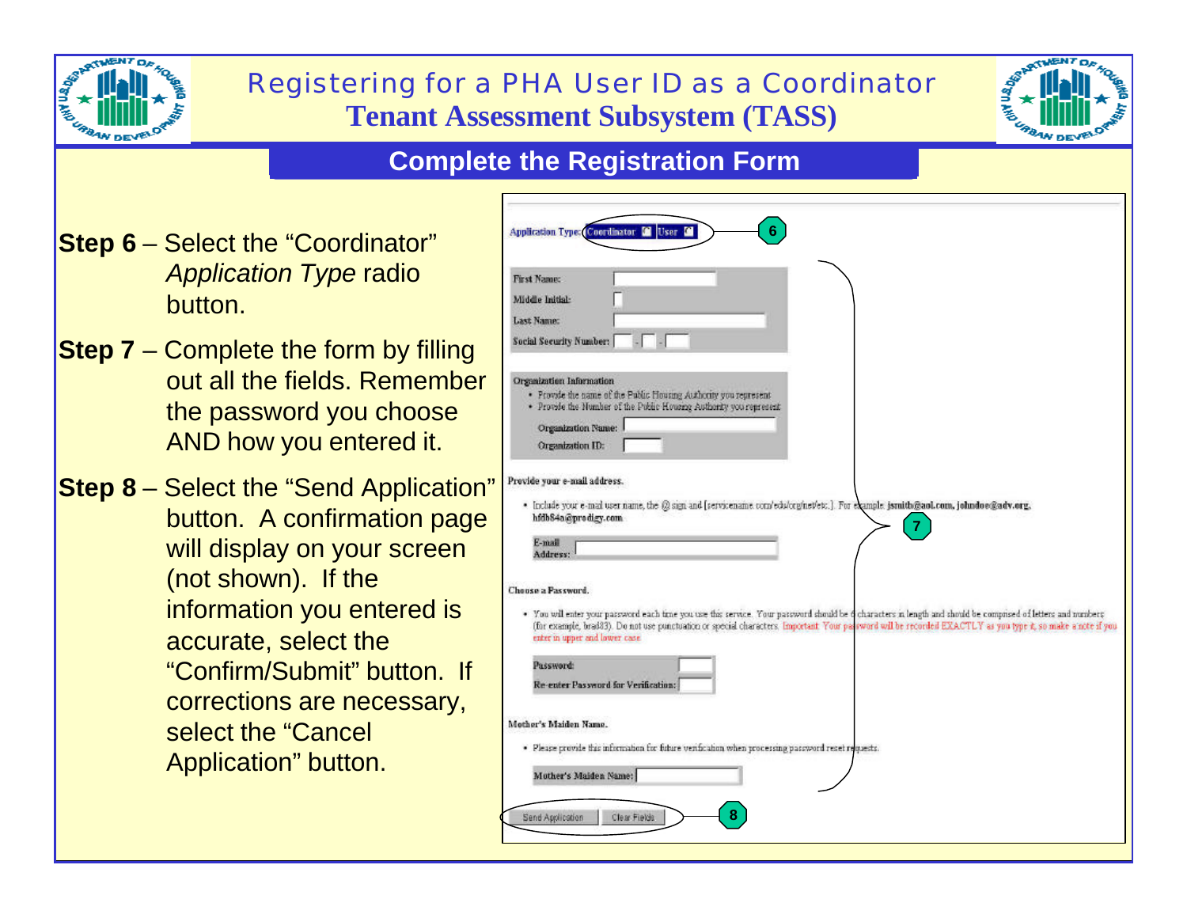# Registering for a PHA User ID as a Coordinator
# Tenant Assessment Subsystem (TASS)

## Complete the Registration Form

**Step 6** – Select the "Coordinator" *Application Type* radio button.

**Step 7** – Complete the form by filling out all the fields. Remember the password you choose AND how you entered it.

**Step 8** – Select the "Send Application" button. A confirmation page will display on your screen (not shown). If the information you entered is accurate, select the "Confirm/Submit" button. If corrections are necessary, select the "Cancel Application" button.

Application Type: Coordinator User

First Name:
Middle Initial:
Last Name:
Social Security Number:

Organization Information
- Provide the name of the Public Housing Authority you represent
- Provide the Number of the Public Housing Authority you represent

Organization Name:
Organization ID:

Provide your e-mail address.
- Include your e-mail user name, the @ sign and [servicename.com/edu/org/net/etc.]. For example: jsmith@aol.com, johndoe@adv.org, hfdb84a@prodigy.com

E-mail Address:

Choose a Password.
- You will enter your password each time you use this service. Your password should be 6 characters in length and should be comprised of letters and numbers (for example, brad83). Do not use punctuation or special characters. Important: Your password will be recorded EXACTLY as you type it, so make a note if you enter in upper and lower case.

Password:
Re-enter Password for Verification:

Mother's Maiden Name.
- Please provide this information for future verification when processing password reset requests.

Mother's Maiden Name:

Send Application | Clear Fields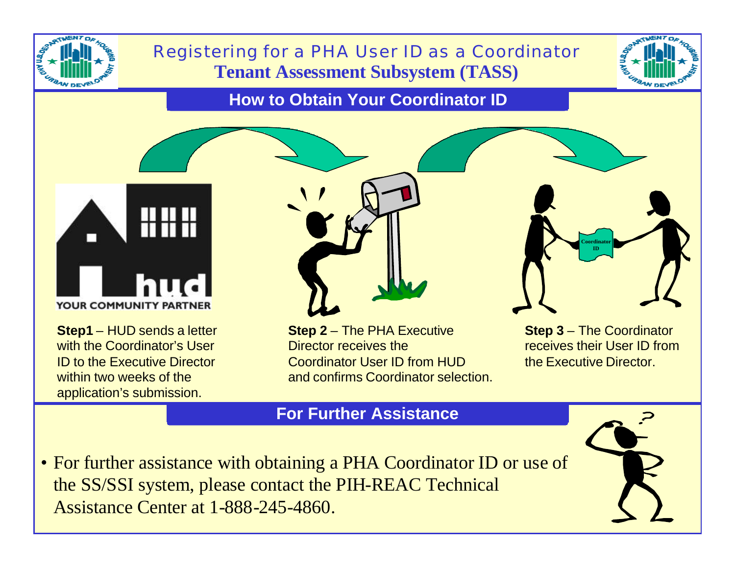# Registering for a PHA User ID as a Coordinator

## Tenant Assessment Subsystem (TASS)

### How to Obtain Your Coordinator ID

YOUR COMMUNITY PARTNER

**Step1** – HUD sends a letter with the Coordinator's User ID to the Executive Director within two weeks of the application's submission.

**Step 2** – The PHA Executive Director receives the Coordinator User ID from HUD and confirms Coordinator selection.

Coordinator ID

**Step 3** – The Coordinator receives their User ID from the Executive Director.

### For Further Assistance

- For further assistance with obtaining a PHA Coordinator ID or use of the SS/SSI system, please contact the PIH-REAC Technical Assistance Center at 1-888-245-4860.